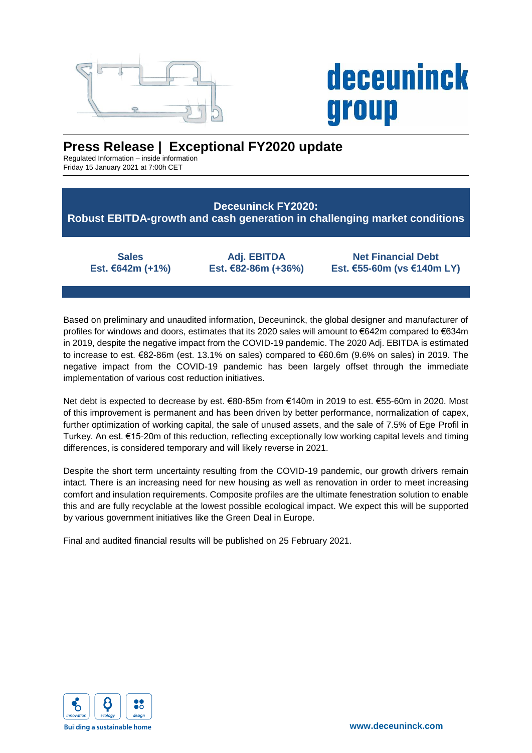# Press Release | Exceptional FY2020 update

Regulated Information – inside information
Friday 15 January 2021 at 7:00h CET

## Deceuninck FY2020: Robust EBITDA-growth and cash generation in challenging market conditions

| Sales | Adj. EBITDA | Net Financial Debt |
|---|---|---|
| Est. €642m (+1%) | Est. €82-86m (+36%) | Est. €55-60m (vs €140m LY) |

Based on preliminary and unaudited information, Deceuninck, the global designer and manufacturer of profiles for windows and doors, estimates that its 2020 sales will amount to €642m compared to €634m in 2019, despite the negative impact from the COVID-19 pandemic. The 2020 Adj. EBITDA is estimated to increase to est. €82-86m (est. 13.1% on sales) compared to €60.6m (9.6% on sales) in 2019. The negative impact from the COVID-19 pandemic has been largely offset through the immediate implementation of various cost reduction initiatives.

Net debt is expected to decrease by est. €80-85m from €140m in 2019 to est. €55-60m in 2020. Most of this improvement is permanent and has been driven by better performance, normalization of capex, further optimization of working capital, the sale of unused assets, and the sale of 7.5% of Ege Profil in Turkey. An est. €15-20m of this reduction, reflecting exceptionally low working capital levels and timing differences, is considered temporary and will likely reverse in 2021.

Despite the short term uncertainty resulting from the COVID-19 pandemic, our growth drivers remain intact. There is an increasing need for new housing as well as renovation in order to meet increasing comfort and insulation requirements. Composite profiles are the ultimate fenestration solution to enable this and are fully recyclable at the lowest possible ecological impact. We expect this will be supported by various government initiatives like the Green Deal in Europe.

Final and audited financial results will be published on 25 February 2021.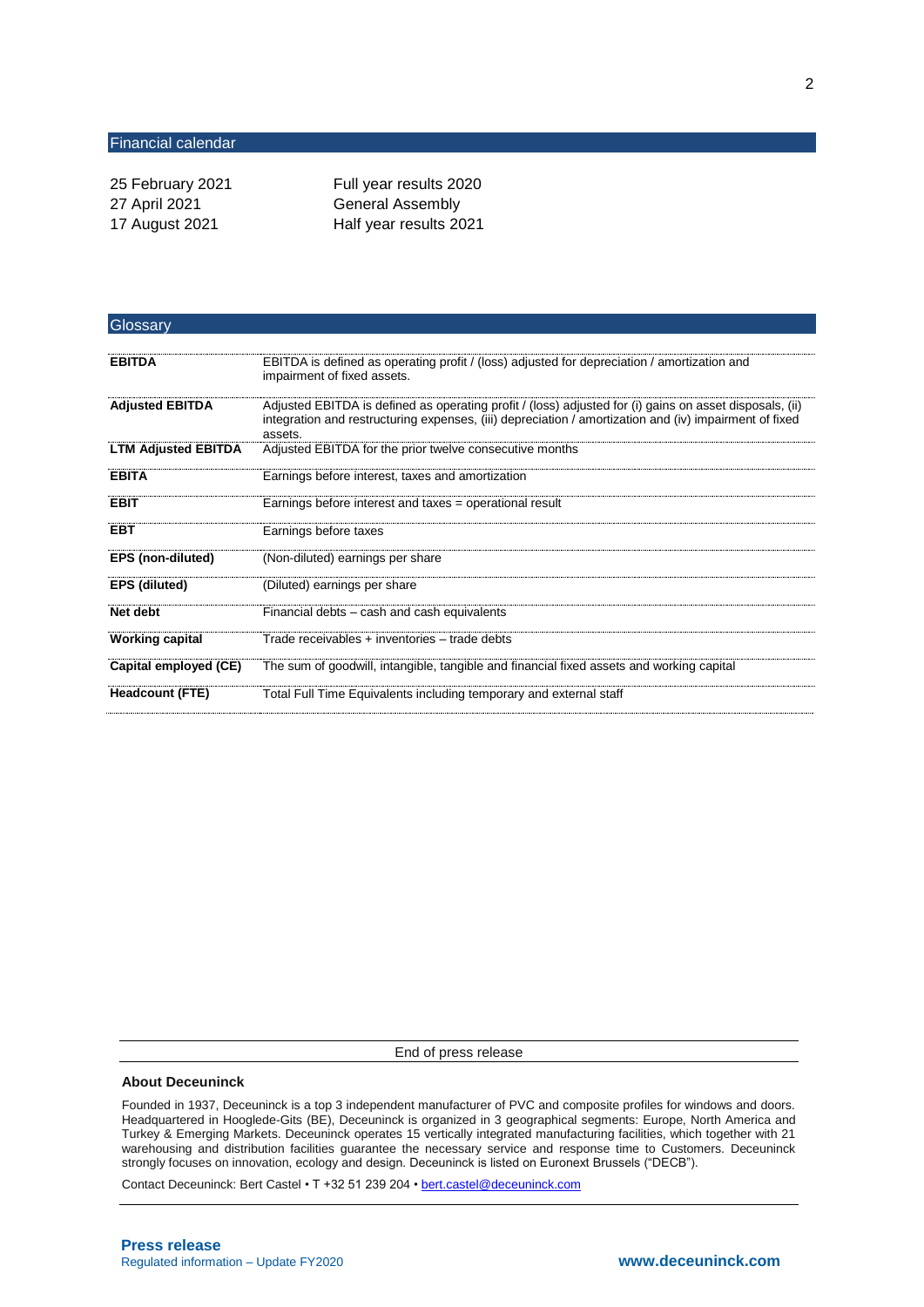## Financial calendar

| | |
|---|---|
| 25 February 2021 | Full year results 2020 |
| 27 April 2021 | General Assembly |
| 17 August 2021 | Half year results 2021 |

## Glossary

| | |
|---|---|
| **EBITDA** | EBITDA is defined as operating profit / (loss) adjusted for depreciation / amortization and impairment of fixed assets. |
| **Adjusted EBITDA** | Adjusted EBITDA is defined as operating profit / (loss) adjusted for (i) gains on asset disposals, (ii) integration and restructuring expenses, (iii) depreciation / amortization and (iv) impairment of fixed assets. |
| **LTM Adjusted EBITDA** | Adjusted EBITDA for the prior twelve consecutive months |
| **EBITA** | Earnings before interest, taxes and amortization |
| **EBIT** | Earnings before interest and taxes = operational result |
| **EBT** | Earnings before taxes |
| **EPS (non-diluted)** | (Non-diluted) earnings per share |
| **EPS (diluted)** | (Diluted) earnings per share |
| **Net debt** | Financial debts – cash and cash equivalents |
| **Working capital** | Trade receivables + inventories – trade debts |
| **Capital employed (CE)** | The sum of goodwill, intangible, tangible and financial fixed assets and working capital |
| **Headcount (FTE)** | Total Full Time Equivalents including temporary and external staff |

End of press release

**About Deceuninck**

Founded in 1937, Deceuninck is a top 3 independent manufacturer of PVC and composite profiles for windows and doors. Headquartered in Hooglede-Gits (BE), Deceuninck is organized in 3 geographical segments: Europe, North America and Turkey & Emerging Markets. Deceuninck operates 15 vertically integrated manufacturing facilities, which together with 21 warehousing and distribution facilities guarantee the necessary service and response time to Customers. Deceuninck strongly focuses on innovation, ecology and design. Deceuninck is listed on Euronext Brussels ("DECB").

Contact Deceuninck: Bert Castel • T +32 51 239 204 • bert.castel@deceuninck.com